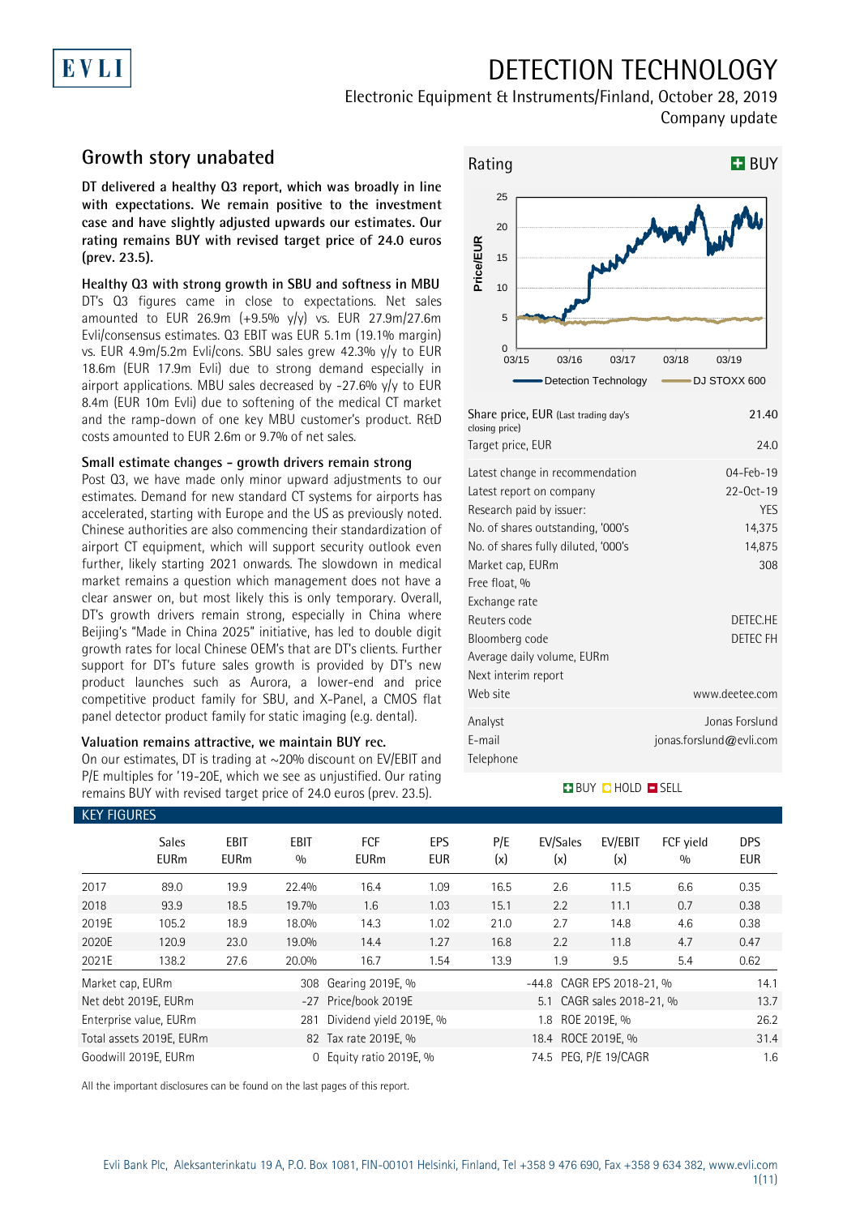# DETECTION TECHNOLOGY

Electronic Equipment & Instruments/Finland, October 28, 2019

Company update

## Growth story unabated

**DT delivered a healthy Q3 report, which was broadly in line with expectations. We remain positive to the investment case and have slightly adjusted upwards our estimates. Our rating remains BUY with revised target price of 24.0 euros (prev. 23.5).**

### Healthy Q3 with strong growth in SBU and softness in MBU

DT's Q3 figures came in close to expectations. Net sales amounted to EUR 26.9m (+9.5% y/y) vs. EUR 27.9m/27.6m Evli/consensus estimates. Q3 EBIT was EUR 5.1m (19.1% margin) vs. EUR 4.9m/5.2m Evli/cons. SBU sales grew 42.3% y/y to EUR 18.6m (EUR 17.9m Evli) due to strong demand especially in airport applications. MBU sales decreased by -27.6% y/y to EUR 8.4m (EUR 10m Evli) due to softening of the medical CT market and the ramp-down of one key MBU customer's product. R&D costs amounted to EUR 2.6m or 9.7% of net sales.

### Small estimate changes – growth drivers remain strong

Post Q3, we have made only minor upward adjustments to our estimates. Demand for new standard CT systems for airports has accelerated, starting with Europe and the US as previously noted. Chinese authorities are also commencing their standardization of airport CT equipment, which will support security outlook even further, likely starting 2021 onwards. The slowdown in medical market remains a question which management does not have a clear answer on, but most likely this is only temporary. Overall, DT's growth drivers remain strong, especially in China where Beijing's "Made in China 2025" initiative, has led to double digit growth rates for local Chinese OEM's that are DT's clients. Further support for DT's future sales growth is provided by DT's new product launches such as Aurora, a lower-end and price competitive product family for SBU, and X-Panel, a CMOS flat panel detector product family for static imaging (e.g. dental).

### Valuation remains attractive, we maintain BUY rec.

On our estimates, DT is trading at ~20% discount on EV/EBIT and P/E multiples for '19-20E, which we see as unjustified. Our rating remains BUY with revised target price of 24.0 euros (prev. 23.5).

Rating: **BUY**

| | |
|---|---|
| Share price, EUR (Last trading day's closing price) | 21.40 |
| Target price, EUR | 24.0 |

| | |
|---|---|
| Latest change in recommendation | 04-Feb-19 |
| Latest report on company | 22-Oct-19 |
| Research paid by issuer: | YES |
| No. of shares outstanding, '000's | 14,375 |
| No. of shares fully diluted, '000's | 14,875 |
| Market cap, EURm | 308 |
| Free float, % | |
| Exchange rate | |
| Reuters code | DETEC.HE |
| Bloomberg code | DETEC FH |
| Average daily volume, EURm | |
| Next interim report | |
| Web site | www.deetee.com |

| | |
|---|---|
| Analyst | Jonas Forslund |
| E-mail | jonas.forslund@evli.com |
| Telephone | |

BUY HOLD SELL

### KEY FIGURES

| | Sales EURm | EBIT EURm | EBIT % | FCF EURm | EPS EUR | P/E (x) | EV/Sales (x) | EV/EBIT (x) | FCF yield % | DPS EUR |
|---|---|---|---|---|---|---|---|---|---|---|
| 2017 | 89.0 | 19.9 | 22.4% | 16.4 | 1.09 | 16.5 | 2.6 | 11.5 | 6.6 | 0.35 |
| 2018 | 93.9 | 18.5 | 19.7% | 1.6 | 1.03 | 15.1 | 2.2 | 11.1 | 0.7 | 0.38 |
| 2019E | 105.2 | 18.9 | 18.0% | 14.3 | 1.02 | 21.0 | 2.7 | 14.8 | 4.6 | 0.38 |
| 2020E | 120.9 | 23.0 | 19.0% | 14.4 | 1.27 | 16.8 | 2.2 | 11.8 | 4.7 | 0.47 |
| 2021E | 138.2 | 27.6 | 20.0% | 16.7 | 1.54 | 13.9 | 1.9 | 9.5 | 5.4 | 0.62 |

| | | | | | |
|---|---|---|---|---|---|
| Market cap, EURm | 308 | Gearing 2019E, % | -44.8 | CAGR EPS 2018-21, % | 14.1 |
| Net debt 2019E, EURm | -27 | Price/book 2019E | 5.1 | CAGR sales 2018-21, % | 13.7 |
| Enterprise value, EURm | 281 | Dividend yield 2019E, % | 1.8 | ROE 2019E, % | 26.2 |
| Total assets 2019E, EURm | 82 | Tax rate 2019E, % | 18.4 | ROCE 2019E, % | 31.4 |
| Goodwill 2019E, EURm | 0 | Equity ratio 2019E, % | 74.5 | PEG, P/E 19/CAGR | 1.6 |

All the important disclosures can be found on the last pages of this report.

Evli Bank Plc, Aleksanterinkatu 19 A, P.O. Box 1081, FIN-00101 Helsinki, Finland, Tel +358 9 476 690, Fax +358 9 634 382, www.evli.com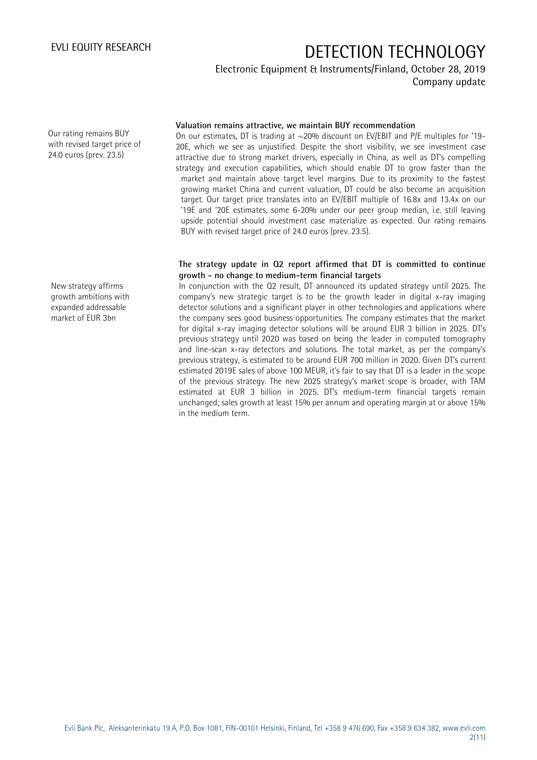Our rating remains BUY with revised target price of 24.0 euros (prev. 23.5)

**Valuation remains attractive, we maintain BUY recommendation**

On our estimates, DT is trading at ~20% discount on EV/EBIT and P/E multiples for '19-20E, which we see as unjustified. Despite the short visibility, we see investment case attractive due to strong market drivers, especially in China, as well as DT's compelling strategy and execution capabilities, which should enable DT to grow faster than the market and maintain above target level margins. Due to its proximity to the fastest growing market China and current valuation, DT could be also become an acquisition target. Our target price translates into an EV/EBIT multiple of 16.8x and 13.4x on our '19E and '20E estimates, some 6-20% under our peer group median, i.e. still leaving upside potential should investment case materialize as expected. Our rating remains BUY with revised target price of 24.0 euros (prev. 23.5).

New strategy affirms growth ambitions with expanded addressable market of EUR 3bn

**The strategy update in Q2 report affirmed that DT is committed to continue growth - no change to medium-term financial targets**

In conjunction with the Q2 result, DT announced its updated strategy until 2025. The company's new strategic target is to be the growth leader in digital x-ray imaging detector solutions and a significant player in other technologies and applications where the company sees good business opportunities. The company estimates that the market for digital x-ray imaging detector solutions will be around EUR 3 billion in 2025. DT's previous strategy until 2020 was based on being the leader in computed tomography and line-scan x-ray detectors and solutions. The total market, as per the company's previous strategy, is estimated to be around EUR 700 million in 2020. Given DT's current estimated 2019E sales of above 100 MEUR, it's fair to say that DT is a leader in the scope of the previous strategy. The new 2025 strategy's market scope is broader, with TAM estimated at EUR 3 billion in 2025. DT's medium-term financial targets remain unchanged; sales growth at least 15% per annum and operating margin at or above 15% in the medium term.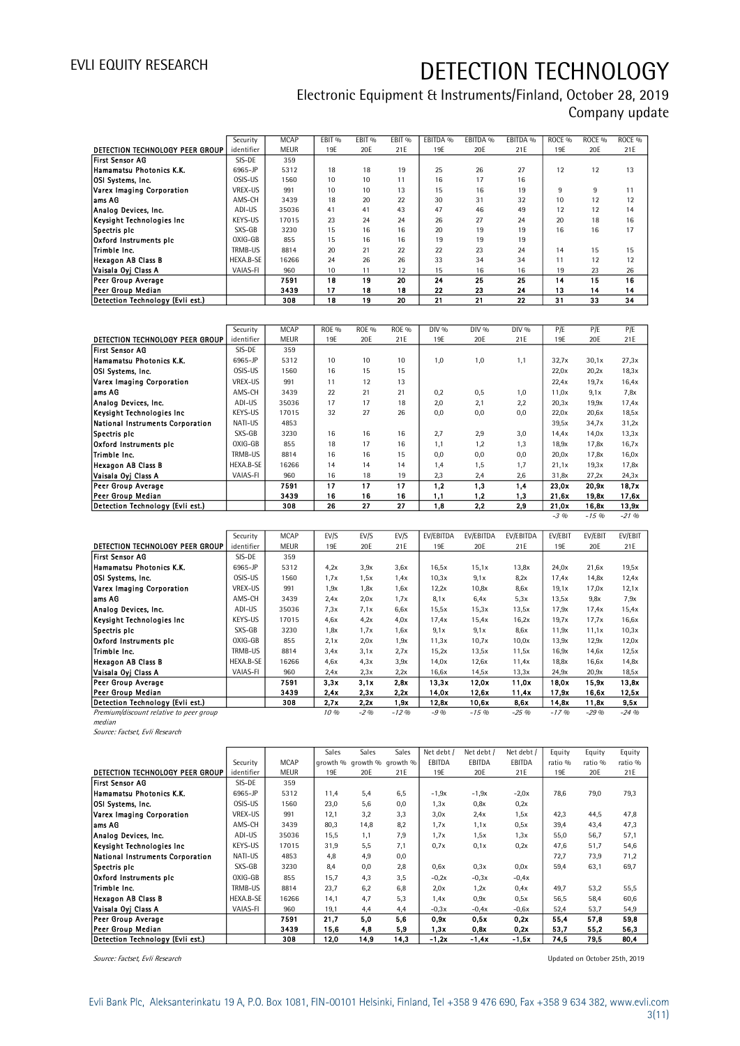| DETECTION TECHNOLOGY PEER GROUP | Security identifier | MCAP MEUR | EBIT % 19E | EBIT % 20E | EBIT % 21E | EBITDA % 19E | EBITDA % 20E | EBITDA % 21E | ROCE % 19E | ROCE % 20E | ROCE % 21E |
|---|---|---|---|---|---|---|---|---|---|---|---|
| First Sensor AG | SIS-DE | 359 | | | | | | | | | |
| Hamamatsu Photonics K.K. | 6965-JP | 5312 | 18 | 18 | 19 | 25 | 26 | 27 | 12 | 12 | 13 |
| OSI Systems, Inc. | OSIS-US | 1560 | 10 | 10 | 11 | 16 | 17 | 16 | | | |
| Varex Imaging Corporation | VREX-US | 991 | 10 | 10 | 13 | 15 | 16 | 19 | 9 | 9 | 11 |
| ams AG | AMS-CH | 3439 | 18 | 20 | 22 | 30 | 31 | 32 | 10 | 12 | 12 |
| Analog Devices, Inc. | ADI-US | 35036 | 41 | 41 | 43 | 47 | 46 | 49 | 12 | 12 | 14 |
| Keysight Technologies Inc | KEYS-US | 17015 | 23 | 24 | 24 | 26 | 27 | 24 | 20 | 18 | 16 |
| Spectris plc | SXS-GB | 3230 | 15 | 16 | 16 | 20 | 19 | 19 | 16 | 16 | 17 |
| Oxford Instruments plc | OXIG-GB | 855 | 15 | 16 | 16 | 19 | 19 | 19 | | | |
| Trimble Inc. | TRMB-US | 8814 | 20 | 21 | 22 | 22 | 23 | 24 | 14 | 15 | 15 |
| Hexagon AB Class B | HEXA.B-SE | 16266 | 24 | 26 | 26 | 33 | 34 | 34 | 11 | 12 | 12 |
| Vaisala Oyj Class A | VAIAS-FI | 960 | 10 | 11 | 12 | 15 | 16 | 16 | 19 | 23 | 26 |
| **Peer Group Average** | | **7591** | **18** | **19** | **20** | **24** | **25** | **25** | **14** | **15** | **16** |
| **Peer Group Median** | | **3439** | **17** | **18** | **18** | **22** | **23** | **24** | **13** | **14** | **14** |
| **Detection Technology (Evli est.)** | | **308** | **18** | **19** | **20** | **21** | **21** | **22** | **31** | **33** | **34** |

| DETECTION TECHNOLOGY PEER GROUP | Security identifier | MCAP MEUR | ROE % 19E | ROE % 20E | ROE % 21E | DIV % 19E | DIV % 20E | DIV % 21E | P/E 19E | P/E 20E | P/E 21E |
|---|---|---|---|---|---|---|---|---|---|---|---|
| First Sensor AG | SIS-DE | 359 | | | | | | | | | |
| Hamamatsu Photonics K.K. | 6965-JP | 5312 | 10 | 10 | 10 | 1,0 | 1,0 | 1,1 | 32,7x | 30,1x | 27,3x |
| OSI Systems, Inc. | OSIS-US | 1560 | 16 | 15 | 15 | | | | 22,0x | 20,2x | 18,3x |
| Varex Imaging Corporation | VREX-US | 991 | 11 | 12 | 13 | | | | 22,4x | 19,7x | 16,4x |
| ams AG | AMS-CH | 3439 | 22 | 21 | 21 | 0,2 | 0,5 | 1,0 | 11,0x | 9,1x | 7,8x |
| Analog Devices, Inc. | ADI-US | 35036 | 17 | 17 | 18 | 2,0 | 2,1 | 2,2 | 20,3x | 19,9x | 17,4x |
| Keysight Technologies Inc | KEYS-US | 17015 | 32 | 27 | 26 | 0,0 | 0,0 | 0,0 | 22,0x | 20,6x | 18,5x |
| National Instruments Corporation | NATI-US | 4853 | | | | | | | 39,5x | 34,7x | 31,2x |
| Spectris plc | SXS-GB | 3230 | 16 | 16 | 16 | 2,7 | 2,9 | 3,0 | 14,4x | 14,0x | 13,3x |
| Oxford Instruments plc | OXIG-GB | 855 | 18 | 17 | 16 | 1,1 | 1,2 | 1,3 | 18,9x | 17,8x | 16,7x |
| Trimble Inc. | TRMB-US | 8814 | 16 | 16 | 15 | 0,0 | 0,0 | 0,0 | 20,0x | 17,8x | 16,0x |
| Hexagon AB Class B | HEXA.B-SE | 16266 | 14 | 14 | 14 | 1,4 | 1,5 | 1,7 | 21,1x | 19,3x | 17,8x |
| Vaisala Oyj Class A | VAIAS-FI | 960 | 16 | 18 | 19 | 2,3 | 2,4 | 2,6 | 31,8x | 27,2x | 24,3x |
| **Peer Group Average** | | **7591** | **17** | **17** | **17** | **1,2** | **1,3** | **1,4** | **23,0x** | **20,9x** | **18,7x** |
| **Peer Group Median** | | **3439** | **16** | **16** | **16** | **1,1** | **1,2** | **1,3** | **21,6x** | **19,8x** | **17,6x** |
| **Detection Technology (Evli est.)** | | **308** | **26** | **27** | **27** | **1,8** | **2,2** | **2,9** | **21,0x** | **16,8x** | **13,9x** |
| | | | | | | | | | *-3 %* | *-15 %* | *-21 %* |

| DETECTION TECHNOLOGY PEER GROUP | Security identifier | MCAP MEUR | EV/S 19E | EV/S 20E | EV/S 21E | EV/EBITDA 19E | EV/EBITDA 20E | EV/EBITDA 21E | EV/EBIT 19E | EV/EBIT 20E | EV/EBIT 21E |
|---|---|---|---|---|---|---|---|---|---|---|---|
| First Sensor AG | SIS-DE | 359 | | | | | | | | | |
| Hamamatsu Photonics K.K. | 6965-JP | 5312 | 4,2x | 3,9x | 3,6x | 16,5x | 15,1x | 13,8x | 24,0x | 21,6x | 19,5x |
| OSI Systems, Inc. | OSIS-US | 1560 | 1,7x | 1,5x | 1,4x | 10,3x | 9,1x | 8,2x | 17,4x | 14,8x | 12,4x |
| Varex Imaging Corporation | VREX-US | 991 | 1,9x | 1,8x | 1,6x | 12,2x | 10,8x | 8,6x | 19,1x | 17,0x | 12,1x |
| ams AG | AMS-CH | 3439 | 2,4x | 2,0x | 1,7x | 8,1x | 6,4x | 5,3x | 13,5x | 9,8x | 7,9x |
| Analog Devices, Inc. | ADI-US | 35036 | 7,3x | 7,1x | 6,6x | 15,5x | 15,3x | 13,5x | 17,9x | 17,4x | 15,4x |
| Keysight Technologies Inc | KEYS-US | 17015 | 4,6x | 4,2x | 4,0x | 17,4x | 15,4x | 16,2x | 19,7x | 17,7x | 16,6x |
| Spectris plc | SXS-GB | 3230 | 1,8x | 1,7x | 1,6x | 9,1x | 9,1x | 8,6x | 11,9x | 11,1x | 10,3x |
| Oxford Instruments plc | OXIG-GB | 855 | 2,1x | 2,0x | 1,9x | 11,3x | 10,7x | 10,0x | 13,9x | 12,9x | 12,0x |
| Trimble Inc. | TRMB-US | 8814 | 3,4x | 3,1x | 2,7x | 15,2x | 13,5x | 11,5x | 16,9x | 14,6x | 12,5x |
| Hexagon AB Class B | HEXA.B-SE | 16266 | 4,6x | 4,3x | 3,9x | 14,0x | 12,6x | 11,4x | 18,8x | 16,6x | 14,8x |
| Vaisala Oyj Class A | VAIAS-FI | 960 | 2,4x | 2,3x | 2,2x | 16,6x | 14,5x | 13,3x | 24,9x | 20,9x | 18,5x |
| **Peer Group Average** | | **7591** | **3,3x** | **3,1x** | **2,8x** | **13,3x** | **12,0x** | **11,0x** | **18,0x** | **15,9x** | **13,8x** |
| **Peer Group Median** | | **3439** | **2,4x** | **2,3x** | **2,2x** | **14,0x** | **12,6x** | **11,4x** | **17,9x** | **16,6x** | **12,5x** |
| **Detection Technology (Evli est.)** | | **308** | **2,7x** | **2,2x** | **1,9x** | **12,8x** | **10,6x** | **8,6x** | **14,8x** | **11,8x** | **9,5x** |
| *Premium/discount relative to peer group median* | | | *10 %* | *-2 %* | *-12 %* | *-9 %* | *-15 %* | *-25 %* | *-17 %* | *-29 %* | *-24 %* |

*Source: Factset, Evli Research*

| DETECTION TECHNOLOGY PEER GROUP | Security identifier | MCAP MEUR | Sales growth % 19E | Sales growth % 20E | Sales growth % 21E | Net debt / EBITDA 19E | Net debt / EBITDA 20E | Net debt / EBITDA 21E | Equity ratio % 19E | Equity ratio % 20E | Equity ratio % 21E |
|---|---|---|---|---|---|---|---|---|---|---|---|
| First Sensor AG | SIS-DE | 359 | | | | | | | | | |
| Hamamatsu Photonics K.K. | 6965-JP | 5312 | 11,4 | 5,4 | 6,5 | -1,9x | -1,9x | -2,0x | 78,6 | 79,0 | 79,3 |
| OSI Systems, Inc. | OSIS-US | 1560 | 23,0 | 5,6 | 0,0 | 1,3x | 0,8x | 0,2x | | | |
| Varex Imaging Corporation | VREX-US | 991 | 12,1 | 3,2 | 3,3 | 3,0x | 2,4x | 1,5x | 42,3 | 44,5 | 47,8 |
| ams AG | AMS-CH | 3439 | 80,3 | 14,8 | 8,2 | 1,7x | 1,1x | 0,5x | 39,4 | 43,4 | 47,3 |
| Analog Devices, Inc. | ADI-US | 35036 | 15,5 | 1,1 | 7,9 | 1,7x | 1,5x | 1,3x | 55,0 | 56,7 | 57,1 |
| Keysight Technologies Inc | KEYS-US | 17015 | 31,9 | 5,5 | 7,1 | 0,7x | 0,1x | 0,2x | 47,6 | 51,7 | 54,6 |
| National Instruments Corporation | NATI-US | 4853 | 4,8 | 4,9 | 0,0 | | | | 72,7 | 73,9 | 71,2 |
| Spectris plc | SXS-GB | 3230 | 8,4 | 0,0 | 2,8 | 0,6x | 0,3x | 0,0x | 59,4 | 63,1 | 69,7 |
| Oxford Instruments plc | OXIG-GB | 855 | 15,7 | 4,3 | 3,5 | -0,2x | -0,3x | -0,4x | | | |
| Trimble Inc. | TRMB-US | 8814 | 23,7 | 6,2 | 6,8 | 2,0x | 1,2x | 0,4x | 49,7 | 53,2 | 55,5 |
| Hexagon AB Class B | HEXA.B-SE | 16266 | 14,1 | 4,7 | 5,3 | 1,4x | 0,9x | 0,5x | 56,5 | 58,4 | 60,6 |
| Vaisala Oyj Class A | VAIAS-FI | 960 | 19,1 | 4,4 | 4,4 | -0,3x | -0,4x | -0,6x | 52,4 | 53,7 | 54,9 |
| **Peer Group Average** | | **7591** | **21,7** | **5,0** | **5,6** | **0,9x** | **0,5x** | **0,2x** | **55,4** | **57,8** | **59,8** |
| **Peer Group Median** | | **3439** | **15,6** | **4,8** | **5,9** | **1,3x** | **0,8x** | **0,2x** | **53,7** | **55,2** | **56,3** |
| **Detection Technology (Evli est.)** | | **308** | **12,0** | **14,9** | **14,3** | **-1,2x** | **-1,4x** | **-1,5x** | **74,5** | **79,5** | **80,4** |

*Source: Factset, Evli Research*

Updated on October 25th, 2019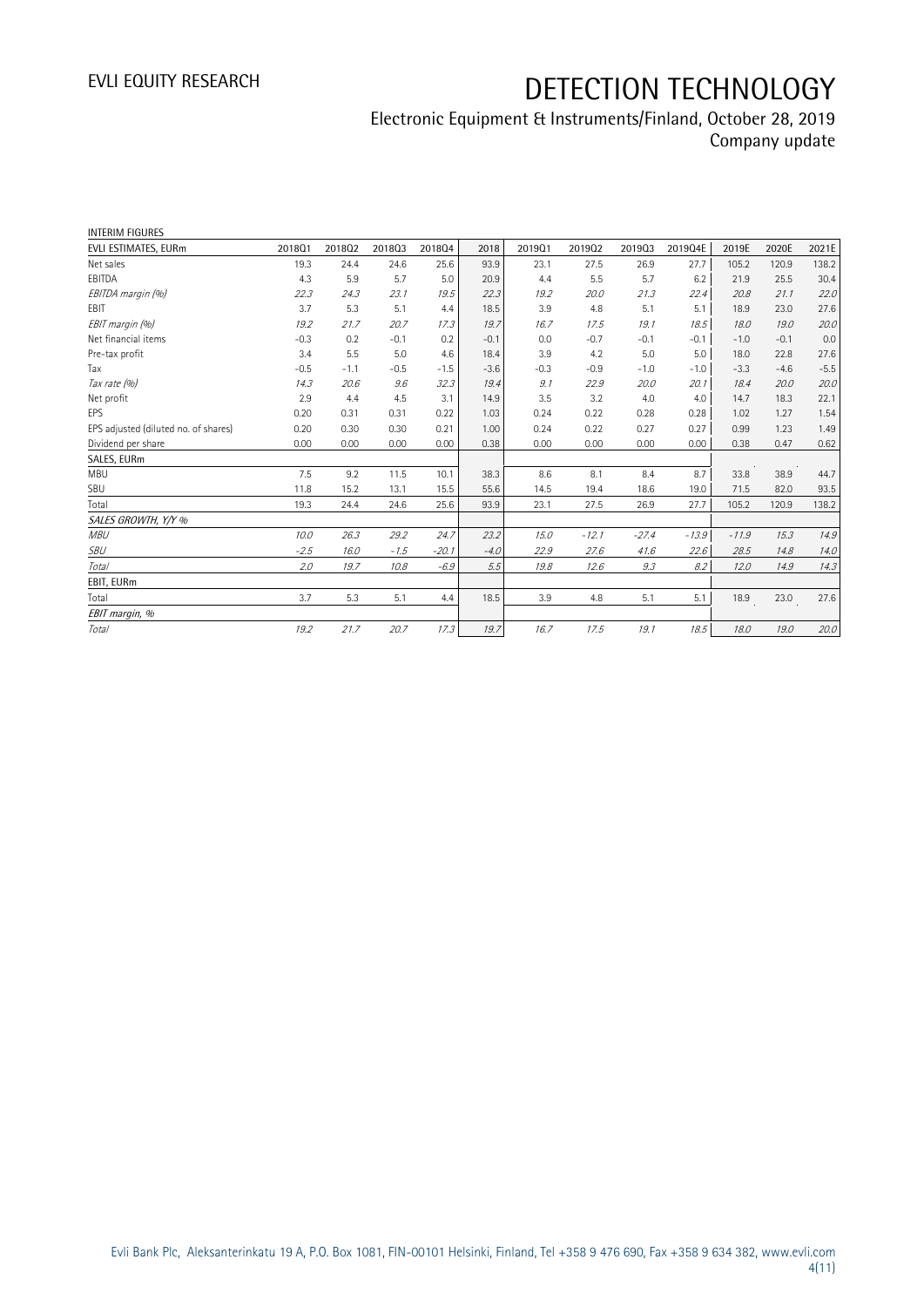EVLI EQUITY RESEARCH

# DETECTION TECHNOLOGY

Electronic Equipment & Instruments/Finland, October 28, 2019
Company update

INTERIM FIGURES

| EVLI ESTIMATES, EURm | 2018Q1 | 2018Q2 | 2018Q3 | 2018Q4 | 2018 | 2019Q1 | 2019Q2 | 2019Q3 | 2019Q4E | 2019E | 2020E | 2021E |
|---|---|---|---|---|---|---|---|---|---|---|---|---|
| Net sales | 19.3 | 24.4 | 24.6 | 25.6 | 93.9 | 23.1 | 27.5 | 26.9 | 27.7 | 105.2 | 120.9 | 138.2 |
| EBITDA | 4.3 | 5.9 | 5.7 | 5.0 | 20.9 | 4.4 | 5.5 | 5.7 | 6.2 | 21.9 | 25.5 | 30.4 |
| *EBITDA margin (%)* | *22.3* | *24.3* | *23.1* | *19.5* | *22.3* | *19.2* | *20.0* | *21.3* | *22.4* | *20.8* | *21.1* | *22.0* |
| EBIT | 3.7 | 5.3 | 5.1 | 4.4 | 18.5 | 3.9 | 4.8 | 5.1 | 5.1 | 18.9 | 23.0 | 27.6 |
| *EBIT margin (%)* | *19.2* | *21.7* | *20.7* | *17.3* | *19.7* | *16.7* | *17.5* | *19.1* | *18.5* | *18.0* | *19.0* | *20.0* |
| Net financial items | -0.3 | 0.2 | -0.1 | 0.2 | -0.1 | 0.0 | -0.7 | -0.1 | -0.1 | -1.0 | -0.1 | 0.0 |
| Pre-tax profit | 3.4 | 5.5 | 5.0 | 4.6 | 18.4 | 3.9 | 4.2 | 5.0 | 5.0 | 18.0 | 22.8 | 27.6 |
| Tax | -0.5 | -1.1 | -0.5 | -1.5 | -3.6 | -0.3 | -0.9 | -1.0 | -1.0 | -3.3 | -4.6 | -5.5 |
| *Tax rate (%)* | *14.3* | *20.6* | *9.6* | *32.3* | *19.4* | *9.1* | *22.9* | *20.0* | *20.1* | *18.4* | *20.0* | *20.0* |
| Net profit | 2.9 | 4.4 | 4.5 | 3.1 | 14.9 | 3.5 | 3.2 | 4.0 | 4.0 | 14.7 | 18.3 | 22.1 |
| EPS | 0.20 | 0.31 | 0.31 | 0.22 | 1.03 | 0.24 | 0.22 | 0.28 | 0.28 | 1.02 | 1.27 | 1.54 |
| EPS adjusted (diluted no. of shares) | 0.20 | 0.30 | 0.30 | 0.21 | 1.00 | 0.24 | 0.22 | 0.27 | 0.27 | 0.99 | 1.23 | 1.49 |
| Dividend per share | 0.00 | 0.00 | 0.00 | 0.00 | 0.38 | 0.00 | 0.00 | 0.00 | 0.00 | 0.38 | 0.47 | 0.62 |
| SALES, EURm | | | | | | | | | | | | |
| MBU | 7.5 | 9.2 | 11.5 | 10.1 | 38.3 | 8.6 | 8.1 | 8.4 | 8.7 | 33.8 | 38.9 | 44.7 |
| SBU | 11.8 | 15.2 | 13.1 | 15.5 | 55.6 | 14.5 | 19.4 | 18.6 | 19.0 | 71.5 | 82.0 | 93.5 |
| Total | 19.3 | 24.4 | 24.6 | 25.6 | 93.9 | 23.1 | 27.5 | 26.9 | 27.7 | 105.2 | 120.9 | 138.2 |
| *SALES GROWTH, Y/Y %* | | | | | | | | | | | | |
| *MBU* | *10.0* | *26.3* | *29.2* | *24.7* | *23.2* | *15.0* | *-12.1* | *-27.4* | *-13.9* | *-11.9* | *15.3* | *14.9* |
| *SBU* | *-2.5* | *16.0* | *-1.5* | *-20.1* | *-4.0* | *22.9* | *27.6* | *41.6* | *22.6* | *28.5* | *14.8* | *14.0* |
| *Total* | *2.0* | *19.7* | *10.8* | *-6.9* | *5.5* | *19.8* | *12.6* | *9.3* | *8.2* | *12.0* | *14.9* | *14.3* |
| EBIT, EURm | | | | | | | | | | | | |
| Total | 3.7 | 5.3 | 5.1 | 4.4 | 18.5 | 3.9 | 4.8 | 5.1 | 5.1 | 18.9 | 23.0 | 27.6 |
| *EBIT margin, %* | | | | | | | | | | | | |
| *Total* | *19.2* | *21.7* | *20.7* | *17.3* | *19.7* | *16.7* | *17.5* | *19.1* | *18.5* | *18.0* | *19.0* | *20.0* |

Evli Bank Plc, Aleksanterinkatu 19 A, P.O. Box 1081, FIN-00101 Helsinki, Finland, Tel +358 9 476 690, Fax +358 9 634 382, www.evli.com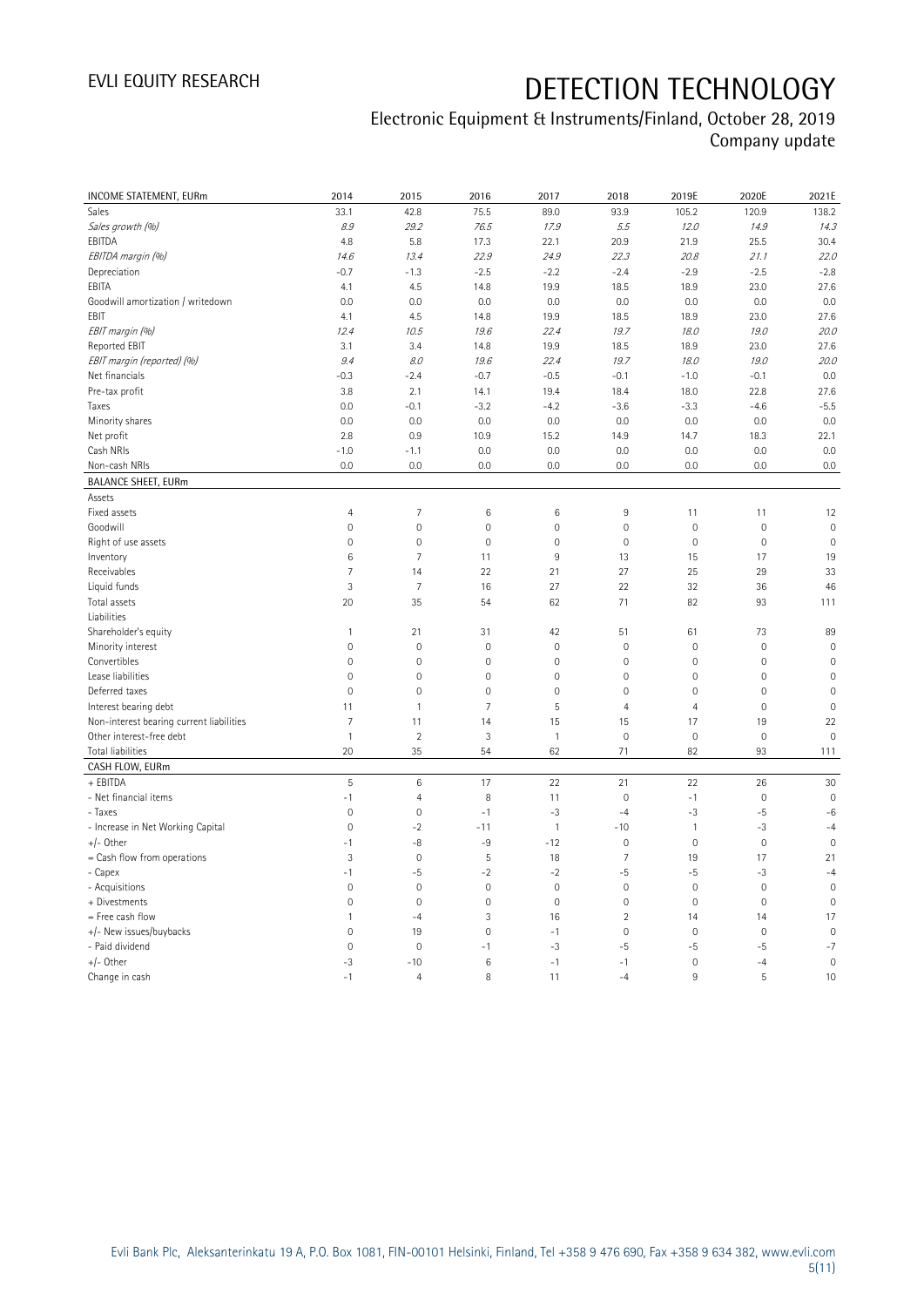# DETECTION TECHNOLOGY

Electronic Equipment & Instruments/Finland, October 28, 2019
Company update

| INCOME STATEMENT, EURm | 2014 | 2015 | 2016 | 2017 | 2018 | 2019E | 2020E | 2021E |
|---|---|---|---|---|---|---|---|---|
| Sales | 33.1 | 42.8 | 75.5 | 89.0 | 93.9 | 105.2 | 120.9 | 138.2 |
| *Sales growth (%)* | *8.9* | *29.2* | *76.5* | *17.9* | *5.5* | *12.0* | *14.9* | *14.3* |
| EBITDA | 4.8 | 5.8 | 17.3 | 22.1 | 20.9 | 21.9 | 25.5 | 30.4 |
| *EBITDA margin (%)* | *14.6* | *13.4* | *22.9* | *24.9* | *22.3* | *20.8* | *21.1* | *22.0* |
| Depreciation | -0.7 | -1.3 | -2.5 | -2.2 | -2.4 | -2.9 | -2.5 | -2.8 |
| EBITA | 4.1 | 4.5 | 14.8 | 19.9 | 18.5 | 18.9 | 23.0 | 27.6 |
| Goodwill amortization / writedown | 0.0 | 0.0 | 0.0 | 0.0 | 0.0 | 0.0 | 0.0 | 0.0 |
| EBIT | 4.1 | 4.5 | 14.8 | 19.9 | 18.5 | 18.9 | 23.0 | 27.6 |
| *EBIT margin (%)* | *12.4* | *10.5* | *19.6* | *22.4* | *19.7* | *18.0* | *19.0* | *20.0* |
| Reported EBIT | 3.1 | 3.4 | 14.8 | 19.9 | 18.5 | 18.9 | 23.0 | 27.6 |
| *EBIT margin (reported) (%)* | *9.4* | *8.0* | *19.6* | *22.4* | *19.7* | *18.0* | *19.0* | *20.0* |
| Net financials | -0.3 | -2.4 | -0.7 | -0.5 | -0.1 | -1.0 | -0.1 | 0.0 |
| Pre-tax profit | 3.8 | 2.1 | 14.1 | 19.4 | 18.4 | 18.0 | 22.8 | 27.6 |
| Taxes | 0.0 | -0.1 | -3.2 | -4.2 | -3.6 | -3.3 | -4.6 | -5.5 |
| Minority shares | 0.0 | 0.0 | 0.0 | 0.0 | 0.0 | 0.0 | 0.0 | 0.0 |
| Net profit | 2.8 | 0.9 | 10.9 | 15.2 | 14.9 | 14.7 | 18.3 | 22.1 |
| Cash NRIs | -1.0 | -1.1 | 0.0 | 0.0 | 0.0 | 0.0 | 0.0 | 0.0 |
| Non-cash NRIs | 0.0 | 0.0 | 0.0 | 0.0 | 0.0 | 0.0 | 0.0 | 0.0 |
| **BALANCE SHEET, EURm** | | | | | | | | |
| Assets | | | | | | | | |
| Fixed assets | 4 | 7 | 6 | 6 | 9 | 11 | 11 | 12 |
| Goodwill | 0 | 0 | 0 | 0 | 0 | 0 | 0 | 0 |
| Right of use assets | 0 | 0 | 0 | 0 | 0 | 0 | 0 | 0 |
| Inventory | 6 | 7 | 11 | 9 | 13 | 15 | 17 | 19 |
| Receivables | 7 | 14 | 22 | 21 | 27 | 25 | 29 | 33 |
| Liquid funds | 3 | 7 | 16 | 27 | 22 | 32 | 36 | 46 |
| Total assets | 20 | 35 | 54 | 62 | 71 | 82 | 93 | 111 |
| Liabilities | | | | | | | | |
| Shareholder's equity | 1 | 21 | 31 | 42 | 51 | 61 | 73 | 89 |
| Minority interest | 0 | 0 | 0 | 0 | 0 | 0 | 0 | 0 |
| Convertibles | 0 | 0 | 0 | 0 | 0 | 0 | 0 | 0 |
| Lease liabilities | 0 | 0 | 0 | 0 | 0 | 0 | 0 | 0 |
| Deferred taxes | 0 | 0 | 0 | 0 | 0 | 0 | 0 | 0 |
| Interest bearing debt | 11 | 1 | 7 | 5 | 4 | 4 | 0 | 0 |
| Non-interest bearing current liabilities | 7 | 11 | 14 | 15 | 15 | 17 | 19 | 22 |
| Other interest-free debt | 1 | 2 | 3 | 1 | 0 | 0 | 0 | 0 |
| Total liabilities | 20 | 35 | 54 | 62 | 71 | 82 | 93 | 111 |
| **CASH FLOW, EURm** | | | | | | | | |
| + EBITDA | 5 | 6 | 17 | 22 | 21 | 22 | 26 | 30 |
| - Net financial items | -1 | 4 | 8 | 11 | 0 | -1 | 0 | 0 |
| - Taxes | 0 | 0 | -1 | -3 | -4 | -3 | -5 | -6 |
| - Increase in Net Working Capital | 0 | -2 | -11 | 1 | -10 | 1 | -3 | -4 |
| +/- Other | -1 | -8 | -9 | -12 | 0 | 0 | 0 | 0 |
| = Cash flow from operations | 3 | 0 | 5 | 18 | 7 | 19 | 17 | 21 |
| - Capex | -1 | -5 | -2 | -2 | -5 | -5 | -3 | -4 |
| - Acquisitions | 0 | 0 | 0 | 0 | 0 | 0 | 0 | 0 |
| + Divestments | 0 | 0 | 0 | 0 | 0 | 0 | 0 | 0 |
| = Free cash flow | 1 | -4 | 3 | 16 | 2 | 14 | 14 | 17 |
| +/- New issues/buybacks | 0 | 19 | 0 | -1 | 0 | 0 | 0 | 0 |
| - Paid dividend | 0 | 0 | -1 | -3 | -5 | -5 | -5 | -7 |
| +/- Other | -3 | -10 | 6 | -1 | -1 | 0 | -4 | 0 |
| Change in cash | -1 | 4 | 8 | 11 | -4 | 9 | 5 | 10 |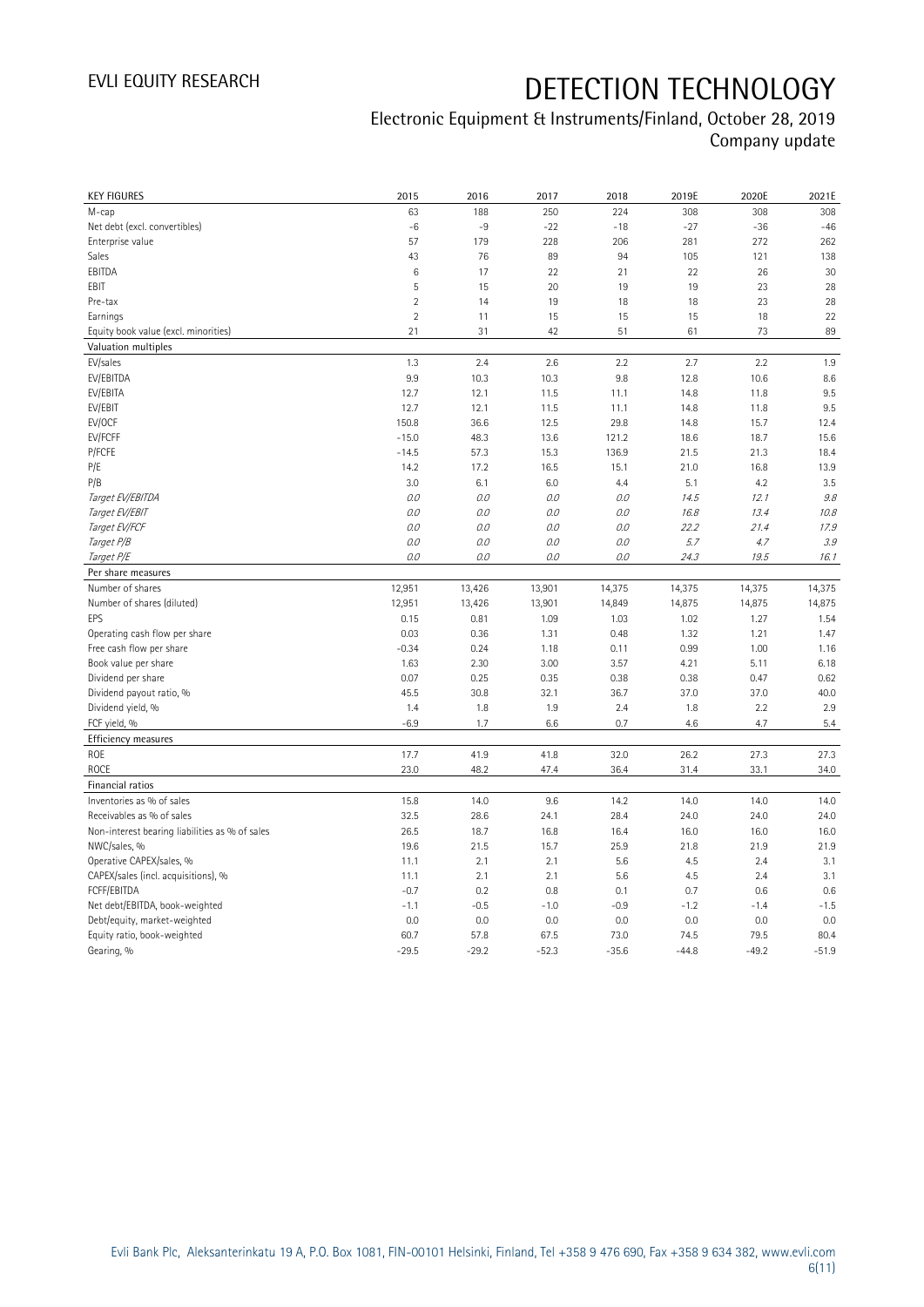# DETECTION TECHNOLOGY

Electronic Equipment & Instruments/Finland, October 28, 2019

Company update

| KEY FIGURES | 2015 | 2016 | 2017 | 2018 | 2019E | 2020E | 2021E |
|---|---|---|---|---|---|---|---|
| M-cap | 63 | 188 | 250 | 224 | 308 | 308 | 308 |
| Net debt (excl. convertibles) | -6 | -9 | -22 | -18 | -27 | -36 | -46 |
| Enterprise value | 57 | 179 | 228 | 206 | 281 | 272 | 262 |
| Sales | 43 | 76 | 89 | 94 | 105 | 121 | 138 |
| EBITDA | 6 | 17 | 22 | 21 | 22 | 26 | 30 |
| EBIT | 5 | 15 | 20 | 19 | 19 | 23 | 28 |
| Pre-tax | 2 | 14 | 19 | 18 | 18 | 23 | 28 |
| Earnings | 2 | 11 | 15 | 15 | 15 | 18 | 22 |
| Equity book value (excl. minorities) | 21 | 31 | 42 | 51 | 61 | 73 | 89 |
| **Valuation multiples** | | | | | | | |
| EV/sales | 1.3 | 2.4 | 2.6 | 2.2 | 2.7 | 2.2 | 1.9 |
| EV/EBITDA | 9.9 | 10.3 | 10.3 | 9.8 | 12.8 | 10.6 | 8.6 |
| EV/EBITA | 12.7 | 12.1 | 11.5 | 11.1 | 14.8 | 11.8 | 9.5 |
| EV/EBIT | 12.7 | 12.1 | 11.5 | 11.1 | 14.8 | 11.8 | 9.5 |
| EV/OCF | 150.8 | 36.6 | 12.5 | 29.8 | 14.8 | 15.7 | 12.4 |
| EV/FCFF | -15.0 | 48.3 | 13.6 | 121.2 | 18.6 | 18.7 | 15.6 |
| P/FCFE | -14.5 | 57.3 | 15.3 | 136.9 | 21.5 | 21.3 | 18.4 |
| P/E | 14.2 | 17.2 | 16.5 | 15.1 | 21.0 | 16.8 | 13.9 |
| P/B | 3.0 | 6.1 | 6.0 | 4.4 | 5.1 | 4.2 | 3.5 |
| *Target EV/EBITDA* | *0.0* | *0.0* | *0.0* | *0.0* | *14.5* | *12.1* | *9.8* |
| *Target EV/EBIT* | *0.0* | *0.0* | *0.0* | *0.0* | *16.8* | *13.4* | *10.8* |
| *Target EV/FCF* | *0.0* | *0.0* | *0.0* | *0.0* | *22.2* | *21.4* | *17.9* |
| *Target P/B* | *0.0* | *0.0* | *0.0* | *0.0* | *5.7* | *4.7* | *3.9* |
| *Target P/E* | *0.0* | *0.0* | *0.0* | *0.0* | *24.3* | *19.5* | *16.1* |
| **Per share measures** | | | | | | | |
| Number of shares | 12,951 | 13,426 | 13,901 | 14,375 | 14,375 | 14,375 | 14,375 |
| Number of shares (diluted) | 12,951 | 13,426 | 13,901 | 14,849 | 14,875 | 14,875 | 14,875 |
| EPS | 0.15 | 0.81 | 1.09 | 1.03 | 1.02 | 1.27 | 1.54 |
| Operating cash flow per share | 0.03 | 0.36 | 1.31 | 0.48 | 1.32 | 1.21 | 1.47 |
| Free cash flow per share | -0.34 | 0.24 | 1.18 | 0.11 | 0.99 | 1.00 | 1.16 |
| Book value per share | 1.63 | 2.30 | 3.00 | 3.57 | 4.21 | 5.11 | 6.18 |
| Dividend per share | 0.07 | 0.25 | 0.35 | 0.38 | 0.38 | 0.47 | 0.62 |
| Dividend payout ratio, % | 45.5 | 30.8 | 32.1 | 36.7 | 37.0 | 37.0 | 40.0 |
| Dividend yield, % | 1.4 | 1.8 | 1.9 | 2.4 | 1.8 | 2.2 | 2.9 |
| FCF yield, % | -6.9 | 1.7 | 6.6 | 0.7 | 4.6 | 4.7 | 5.4 |
| **Efficiency measures** | | | | | | | |
| ROE | 17.7 | 41.9 | 41.8 | 32.0 | 26.2 | 27.3 | 27.3 |
| ROCE | 23.0 | 48.2 | 47.4 | 36.4 | 31.4 | 33.1 | 34.0 |
| **Financial ratios** | | | | | | | |
| Inventories as % of sales | 15.8 | 14.0 | 9.6 | 14.2 | 14.0 | 14.0 | 14.0 |
| Receivables as % of sales | 32.5 | 28.6 | 24.1 | 28.4 | 24.0 | 24.0 | 24.0 |
| Non-interest bearing liabilities as % of sales | 26.5 | 18.7 | 16.8 | 16.4 | 16.0 | 16.0 | 16.0 |
| NWC/sales, % | 19.6 | 21.5 | 15.7 | 25.9 | 21.8 | 21.9 | 21.9 |
| Operative CAPEX/sales, % | 11.1 | 2.1 | 2.1 | 5.6 | 4.5 | 2.4 | 3.1 |
| CAPEX/sales (incl. acquisitions), % | 11.1 | 2.1 | 2.1 | 5.6 | 4.5 | 2.4 | 3.1 |
| FCFF/EBITDA | -0.7 | 0.2 | 0.8 | 0.1 | 0.7 | 0.6 | 0.6 |
| Net debt/EBITDA, book-weighted | -1.1 | -0.5 | -1.0 | -0.9 | -1.2 | -1.4 | -1.5 |
| Debt/equity, market-weighted | 0.0 | 0.0 | 0.0 | 0.0 | 0.0 | 0.0 | 0.0 |
| Equity ratio, book-weighted | 60.7 | 57.8 | 67.5 | 73.0 | 74.5 | 79.5 | 80.4 |
| Gearing, % | -29.5 | -29.2 | -52.3 | -35.6 | -44.8 | -49.2 | -51.9 |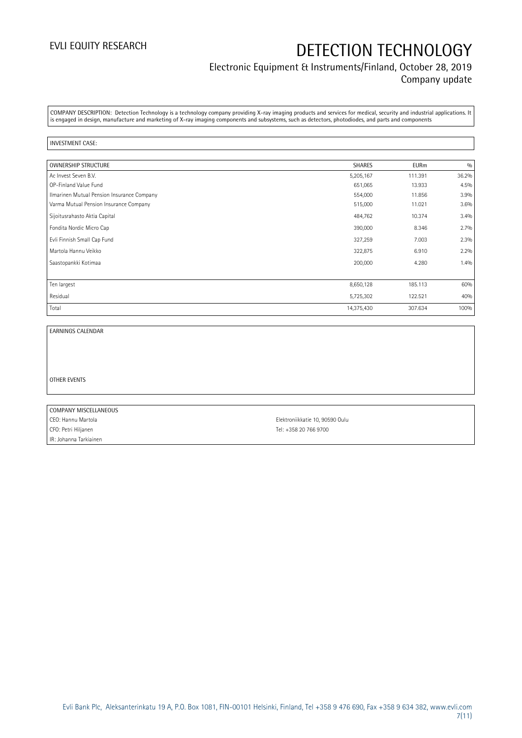COMPANY DESCRIPTION: Detection Technology is a technology company providing X-ray imaging products and services for medical, security and industrial applications. It is engaged in design, manufacture and marketing of X-ray imaging components and subsystems, such as detectors, photodiodes, and parts and components

INVESTMENT CASE:

| OWNERSHIP STRUCTURE | SHARES | EURm | % |
|---|---|---|---|
| Ac Invest Seven B.V. | 5,205,167 | 111.391 | 36.2% |
| OP-Finland Value Fund | 651,065 | 13.933 | 4.5% |
| Ilmarinen Mutual Pension Insurance Company | 554,000 | 11.856 | 3.9% |
| Varma Mutual Pension Insurance Company | 515,000 | 11.021 | 3.6% |
| Sijoitusrahasto Aktia Capital | 484,762 | 10.374 | 3.4% |
| Fondita Nordic Micro Cap | 390,000 | 8.346 | 2.7% |
| Evli Finnish Small Cap Fund | 327,259 | 7.003 | 2.3% |
| Martola Hannu Veikko | 322,875 | 6.910 | 2.2% |
| Saastopankki Kotimaa | 200,000 | 4.280 | 1.4% |
| | | | |
| Ten largest | 8,650,128 | 185.113 | 60% |
| Residual | 5,725,302 | 122.521 | 40% |
| Total | 14,375,430 | 307.634 | 100% |

EARNINGS CALENDAR

OTHER EVENTS

COMPANY MISCELLANEOUS

| | |
|---|---|
| CEO: Hannu Martola | Elektroniikkatie 10, 90590 Oulu |
| CFO: Petri Hiljanen | Tel: +358 20 766 9700 |
| IR: Johanna Tarkiainen | |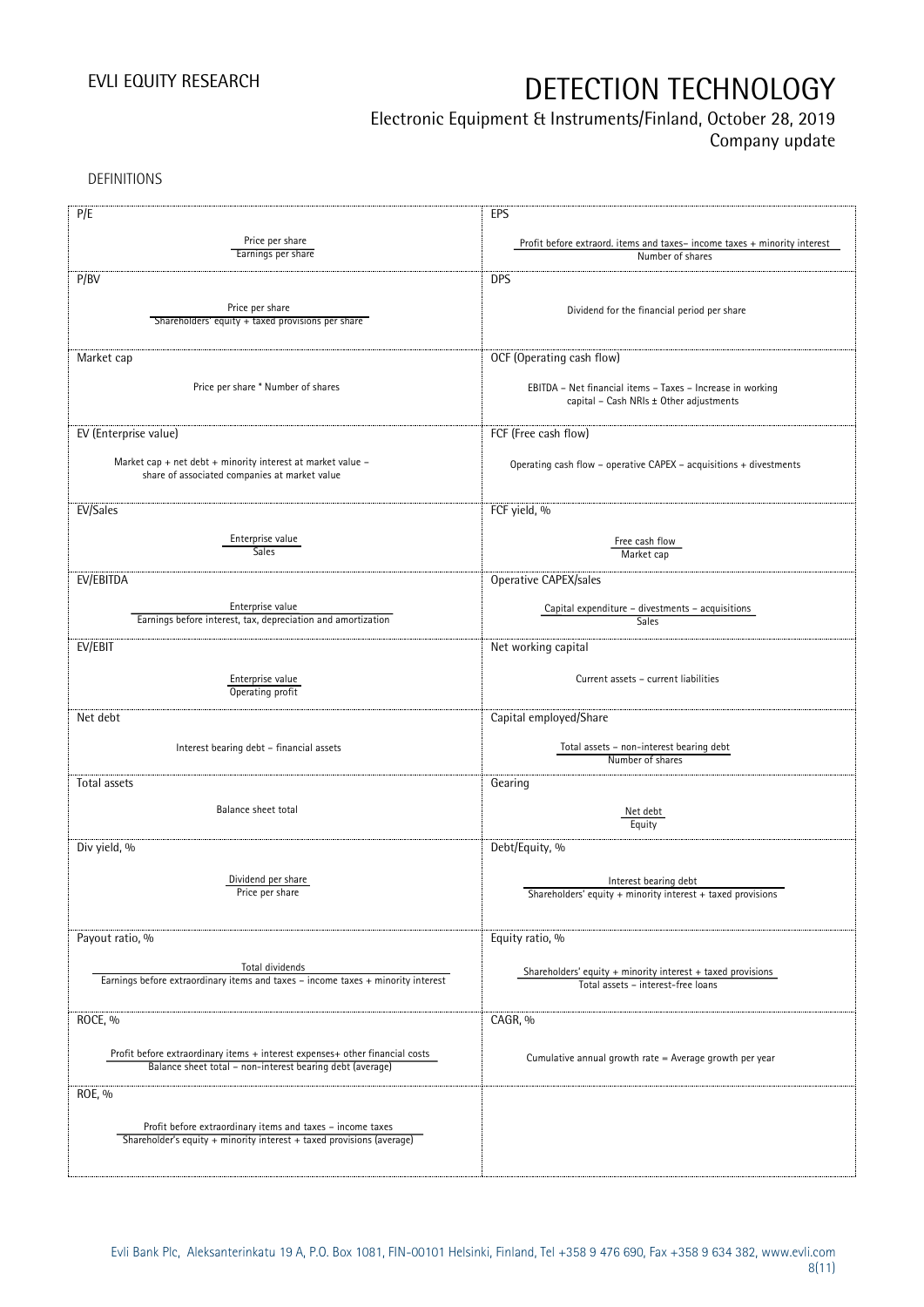DEFINITIONS

| | |
|---|---|
| **P/E**<br><br>Price per share / Earnings per share | **EPS**<br><br>Profit before extraord. items and taxes– income taxes + minority interest / Number of shares |
| **P/BV**<br><br>Price per share / Shareholders' equity + taxed provisions per share | **DPS**<br><br>Dividend for the financial period per share |
| **Market cap**<br><br>Price per share * Number of shares | **OCF (Operating cash flow)**<br><br>EBITDA – Net financial items – Taxes – Increase in working capital – Cash NRIs ± Other adjustments |
| **EV (Enterprise value)**<br><br>Market cap + net debt + minority interest at market value – share of associated companies at market value | **FCF (Free cash flow)**<br><br>Operating cash flow – operative CAPEX – acquisitions + divestments |
| **EV/Sales**<br><br>Enterprise value / Sales | **FCF yield, %**<br><br>Free cash flow / Market cap |
| **EV/EBITDA**<br><br>Enterprise value / Earnings before interest, tax, depreciation and amortization | **Operative CAPEX/sales**<br><br>Capital expenditure – divestments – acquisitions / Sales |
| **EV/EBIT**<br><br>Enterprise value / Operating profit | **Net working capital**<br><br>Current assets – current liabilities |
| **Net debt**<br><br>Interest bearing debt – financial assets | **Capital employed/Share**<br><br>Total assets – non-interest bearing debt / Number of shares |
| **Total assets**<br><br>Balance sheet total | **Gearing**<br><br>Net debt / Equity |
| **Div yield, %**<br><br>Dividend per share / Price per share | **Debt/Equity, %**<br><br>Interest bearing debt / Shareholders' equity + minority interest + taxed provisions |
| **Payout ratio, %**<br><br>Total dividends / Earnings before extraordinary items and taxes – income taxes + minority interest | **Equity ratio, %**<br><br>Shareholders' equity + minority interest + taxed provisions / Total assets – interest-free loans |
| **ROCE, %**<br><br>Profit before extraordinary items + interest expenses+ other financial costs / Balance sheet total – non-interest bearing debt (average) | **CAGR, %**<br><br>Cumulative annual growth rate = Average growth per year |
| **ROE, %**<br><br>Profit before extraordinary items and taxes – income taxes / Shareholder's equity + minority interest + taxed provisions (average) | |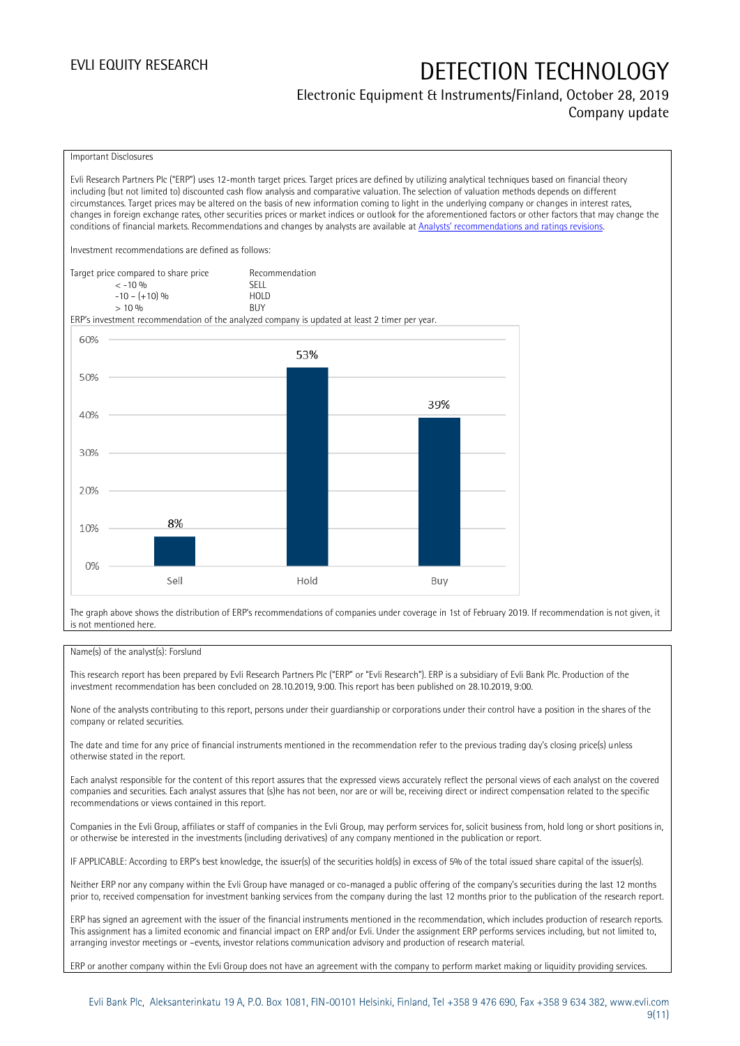Important Disclosures

Evli Research Partners Plc ("ERP") uses 12-month target prices. Target prices are defined by utilizing analytical techniques based on financial theory including (but not limited to) discounted cash flow analysis and comparative valuation. The selection of valuation methods depends on different circumstances. Target prices may be altered on the basis of new information coming to light in the underlying company or changes in interest rates, changes in foreign exchange rates, other securities prices or market indices or outlook for the aforementioned factors or other factors that may change the conditions of financial markets. Recommendations and changes by analysts are available at [Analysts' recommendations and ratings revisions](Analysts' recommendations and ratings revisions).

Investment recommendations are defined as follows:

| Target price compared to share price | Recommendation |
|---|---|
| < -10 % | SELL |
| -10 – (+10) % | HOLD |
| > 10 % | BUY |

ERP's investment recommendation of the analyzed company is updated at least 2 timer per year.

| | Sell | Hold | Buy |
|---|---|---|---|
| Share | 8% | 53% | 39% |

The graph above shows the distribution of ERP's recommendations of companies under coverage in 1st of February 2019. If recommendation is not given, it is not mentioned here.

Name(s) of the analyst(s): Forslund

This research report has been prepared by Evli Research Partners Plc ("ERP" or "Evli Research"). ERP is a subsidiary of Evli Bank Plc. Production of the investment recommendation has been concluded on 28.10.2019, 9:00. This report has been published on 28.10.2019, 9:00.

None of the analysts contributing to this report, persons under their guardianship or corporations under their control have a position in the shares of the company or related securities.

The date and time for any price of financial instruments mentioned in the recommendation refer to the previous trading day's closing price(s) unless otherwise stated in the report.

Each analyst responsible for the content of this report assures that the expressed views accurately reflect the personal views of each analyst on the covered companies and securities. Each analyst assures that (s)he has not been, nor are or will be, receiving direct or indirect compensation related to the specific recommendations or views contained in this report.

Companies in the Evli Group, affiliates or staff of companies in the Evli Group, may perform services for, solicit business from, hold long or short positions in, or otherwise be interested in the investments (including derivatives) of any company mentioned in the publication or report.

IF APPLICABLE: According to ERP's best knowledge, the issuer(s) of the securities hold(s) in excess of 5% of the total issued share capital of the issuer(s).

Neither ERP nor any company within the Evli Group have managed or co-managed a public offering of the company's securities during the last 12 months prior to, received compensation for investment banking services from the company during the last 12 months prior to the publication of the research report.

ERP has signed an agreement with the issuer of the financial instruments mentioned in the recommendation, which includes production of research reports. This assignment has a limited economic and financial impact on ERP and/or Evli. Under the assignment ERP performs services including, but not limited to, arranging investor meetings or –events, investor relations communication advisory and production of research material.

ERP or another company within the Evli Group does not have an agreement with the company to perform market making or liquidity providing services.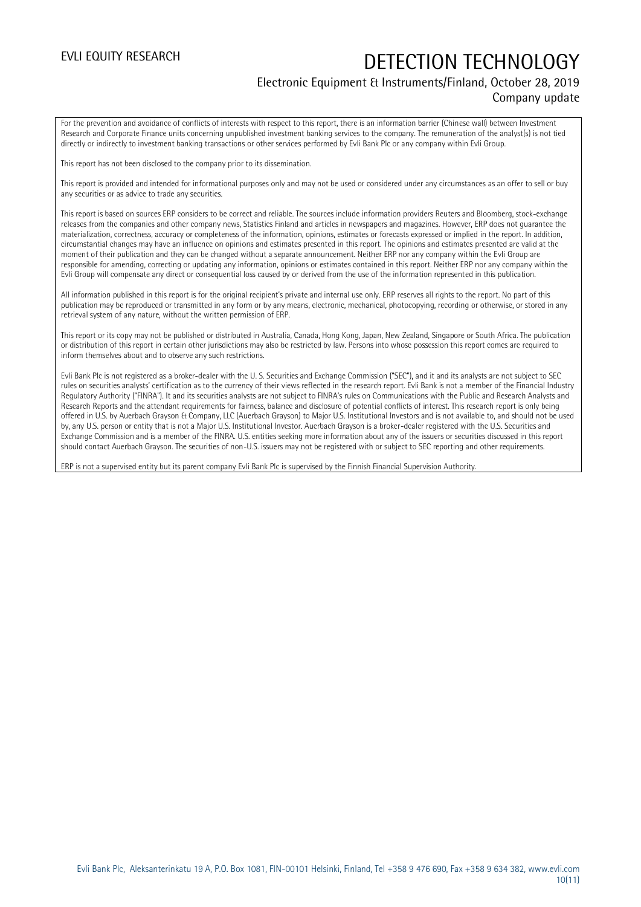For the prevention and avoidance of conflicts of interests with respect to this report, there is an information barrier (Chinese wall) between Investment Research and Corporate Finance units concerning unpublished investment banking services to the company. The remuneration of the analyst(s) is not tied directly or indirectly to investment banking transactions or other services performed by Evli Bank Plc or any company within Evli Group.

This report has not been disclosed to the company prior to its dissemination.

This report is provided and intended for informational purposes only and may not be used or considered under any circumstances as an offer to sell or buy any securities or as advice to trade any securities.

This report is based on sources ERP considers to be correct and reliable. The sources include information providers Reuters and Bloomberg, stock-exchange releases from the companies and other company news, Statistics Finland and articles in newspapers and magazines. However, ERP does not guarantee the materialization, correctness, accuracy or completeness of the information, opinions, estimates or forecasts expressed or implied in the report. In addition, circumstantial changes may have an influence on opinions and estimates presented in this report. The opinions and estimates presented are valid at the moment of their publication and they can be changed without a separate announcement. Neither ERP nor any company within the Evli Group are responsible for amending, correcting or updating any information, opinions or estimates contained in this report. Neither ERP nor any company within the Evli Group will compensate any direct or consequential loss caused by or derived from the use of the information represented in this publication.

All information published in this report is for the original recipient's private and internal use only. ERP reserves all rights to the report. No part of this publication may be reproduced or transmitted in any form or by any means, electronic, mechanical, photocopying, recording or otherwise, or stored in any retrieval system of any nature, without the written permission of ERP.

This report or its copy may not be published or distributed in Australia, Canada, Hong Kong, Japan, New Zealand, Singapore or South Africa. The publication or distribution of this report in certain other jurisdictions may also be restricted by law. Persons into whose possession this report comes are required to inform themselves about and to observe any such restrictions.

Evli Bank Plc is not registered as a broker-dealer with the U. S. Securities and Exchange Commission ("SEC"), and it and its analysts are not subject to SEC rules on securities analysts' certification as to the currency of their views reflected in the research report. Evli Bank is not a member of the Financial Industry Regulatory Authority ("FINRA"). It and its securities analysts are not subject to FINRA's rules on Communications with the Public and Research Analysts and Research Reports and the attendant requirements for fairness, balance and disclosure of potential conflicts of interest. This research report is only being offered in U.S. by Auerbach Grayson & Company, LLC (Auerbach Grayson) to Major U.S. Institutional Investors and is not available to, and should not be used by, any U.S. person or entity that is not a Major U.S. Institutional Investor. Auerbach Grayson is a broker-dealer registered with the U.S. Securities and Exchange Commission and is a member of the FINRA. U.S. entities seeking more information about any of the issuers or securities discussed in this report should contact Auerbach Grayson. The securities of non-U.S. issuers may not be registered with or subject to SEC reporting and other requirements.

ERP is not a supervised entity but its parent company Evli Bank Plc is supervised by the Finnish Financial Supervision Authority.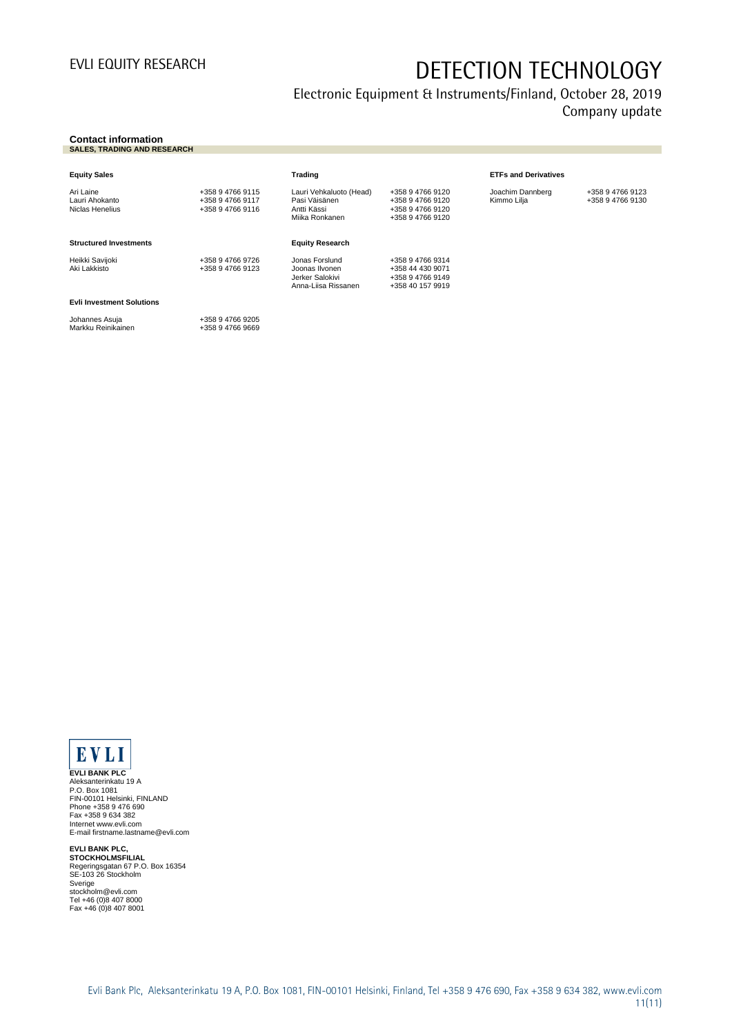# Contact information

**SALES, TRADING AND RESEARCH**

**Equity Sales**

| | |
|---|---|
| Ari Laine | +358 9 4766 9115 |
| Lauri Ahokanto | +358 9 4766 9117 |
| Niclas Henelius | +358 9 4766 9116 |

**Trading**

| | |
|---|---|
| Lauri Vehkaluoto (Head) | +358 9 4766 9120 |
| Pasi Väisänen | +358 9 4766 9120 |
| Antti Kässi | +358 9 4766 9120 |
| Miika Ronkanen | +358 9 4766 9120 |

**ETFs and Derivatives**

| | |
|---|---|
| Joachim Dannberg | +358 9 4766 9123 |
| Kimmo Lilja | +358 9 4766 9130 |

**Structured Investments**

| | |
|---|---|
| Heikki Savijoki | +358 9 4766 9726 |
| Aki Lakkisto | +358 9 4766 9123 |

**Equity Research**

| | |
|---|---|
| Jonas Forslund | +358 9 4766 9314 |
| Joonas Ilvonen | +358 44 430 9071 |
| Jerker Salokivi | +358 9 4766 9149 |
| Anna-Liisa Rissanen | +358 40 157 9919 |

**Evli Investment Solutions**

| | |
|---|---|
| Johannes Asuja | +358 9 4766 9205 |
| Markku Reinikainen | +358 9 4766 9669 |

**EVLI BANK PLC**
Aleksanterinkatu 19 A
P.O. Box 1081
FIN-00101 Helsinki, FINLAND
Phone +358 9 476 690
Fax +358 9 634 382
Internet www.evli.com
E-mail firstname.lastname@evli.com

**EVLI BANK PLC, STOCKHOLMSFILIAL**
Regeringsgatan 67 P.O. Box 16354
SE-103 26 Stockholm
Sverige
stockholm@evli.com
Tel +46 (0)8 407 8000
Fax +46 (0)8 407 8001